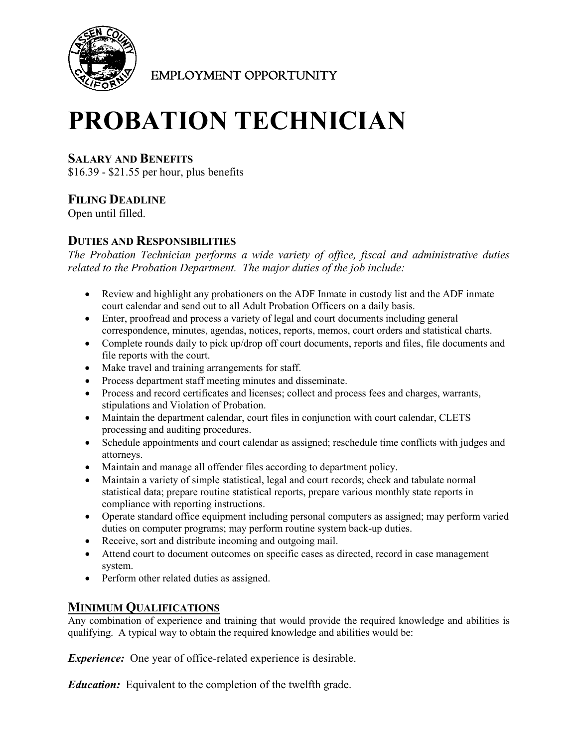EMPLOYMENT OPPORTUNITY

# PROBATION TECHNICIAN

## SALARY AND BENEFITS

$16.39 - $21.55 per hour, plus benefits

## FILING DEADLINE

Open until filled.

## DUTIES AND RESPONSIBILITIES

*The Probation Technician performs a wide variety of office, fiscal and administrative duties related to the Probation Department. The major duties of the job include:*

- Review and highlight any probationers on the ADF Inmate in custody list and the ADF inmate court calendar and send out to all Adult Probation Officers on a daily basis.
- Enter, proofread and process a variety of legal and court documents including general correspondence, minutes, agendas, notices, reports, memos, court orders and statistical charts.
- Complete rounds daily to pick up/drop off court documents, reports and files, file documents and file reports with the court.
- Make travel and training arrangements for staff.
- Process department staff meeting minutes and disseminate.
- Process and record certificates and licenses; collect and process fees and charges, warrants, stipulations and Violation of Probation.
- Maintain the department calendar, court files in conjunction with court calendar, CLETS processing and auditing procedures.
- Schedule appointments and court calendar as assigned; reschedule time conflicts with judges and attorneys.
- Maintain and manage all offender files according to department policy.
- Maintain a variety of simple statistical, legal and court records; check and tabulate normal statistical data; prepare routine statistical reports, prepare various monthly state reports in compliance with reporting instructions.
- Operate standard office equipment including personal computers as assigned; may perform varied duties on computer programs; may perform routine system back-up duties.
- Receive, sort and distribute incoming and outgoing mail.
- Attend court to document outcomes on specific cases as directed, record in case management system.
- Perform other related duties as assigned.

## MINIMUM QUALIFICATIONS

Any combination of experience and training that would provide the required knowledge and abilities is qualifying. A typical way to obtain the required knowledge and abilities would be:

***Experience:*** One year of office-related experience is desirable.

***Education:*** Equivalent to the completion of the twelfth grade.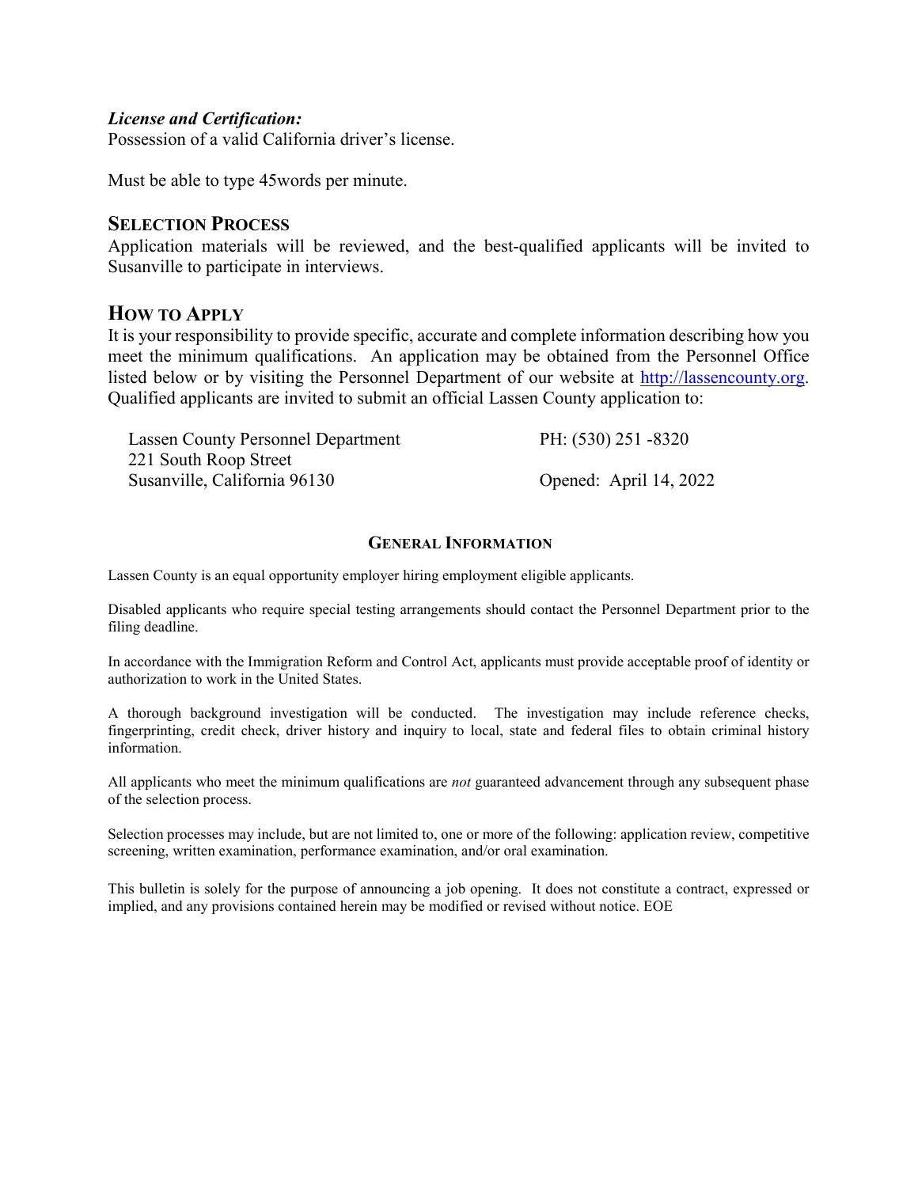***License and Certification:***
Possession of a valid California driver's license.

Must be able to type 45words per minute.

## SELECTION PROCESS

Application materials will be reviewed, and the best-qualified applicants will be invited to Susanville to participate in interviews.

## HOW TO APPLY

It is your responsibility to provide specific, accurate and complete information describing how you meet the minimum qualifications. An application may be obtained from the Personnel Office listed below or by visiting the Personnel Department of our website at [http://lassencounty.org](http://lassencounty.org). Qualified applicants are invited to submit an official Lassen County application to:

| | |
|---|---|
| Lassen County Personnel Department<br>221 South Roop Street<br>Susanville, California 96130 | PH: (530) 251 -8320<br><br>Opened: April 14, 2022 |

### GENERAL INFORMATION

Lassen County is an equal opportunity employer hiring employment eligible applicants.

Disabled applicants who require special testing arrangements should contact the Personnel Department prior to the filing deadline.

In accordance with the Immigration Reform and Control Act, applicants must provide acceptable proof of identity or authorization to work in the United States.

A thorough background investigation will be conducted. The investigation may include reference checks, fingerprinting, credit check, driver history and inquiry to local, state and federal files to obtain criminal history information.

All applicants who meet the minimum qualifications are *not* guaranteed advancement through any subsequent phase of the selection process.

Selection processes may include, but are not limited to, one or more of the following: application review, competitive screening, written examination, performance examination, and/or oral examination.

This bulletin is solely for the purpose of announcing a job opening. It does not constitute a contract, expressed or implied, and any provisions contained herein may be modified or revised without notice. EOE